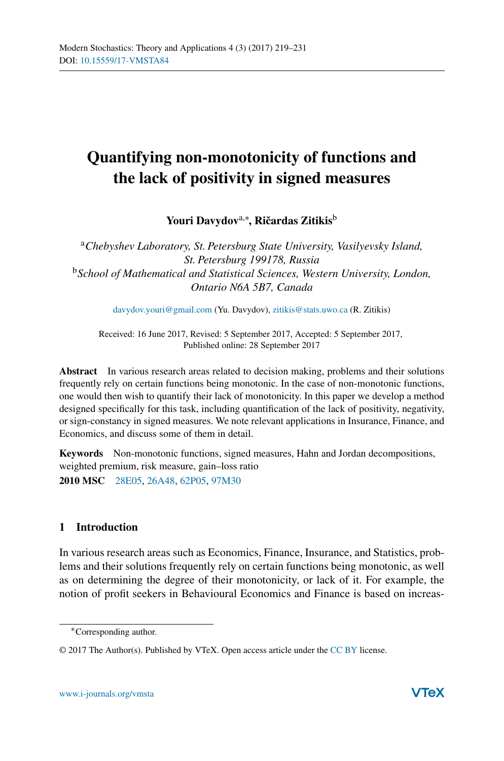# Quantifying non-monotonicity of functions and the lack of positivity in signed measures

**Youri Davydov**[a,*], **Ričardas Zitikis**[b]

[a] *Chebyshev Laboratory, St. Petersburg State University, Vasilyevsky Island, St. Petersburg 199178, Russia*

[b] *School of Mathematical and Statistical Sciences, Western University, London, Ontario N6A 5B7, Canada*

davydov.youri@gmail.com (Yu. Davydov), zitikis@stats.uwo.ca (R. Zitikis)

Received: 16 June 2017, Revised: 5 September 2017, Accepted: 5 September 2017, Published online: 28 September 2017

**Abstract** In various research areas related to decision making, problems and their solutions frequently rely on certain functions being monotonic. In the case of non-monotonic functions, one would then wish to quantify their lack of monotonicity. In this paper we develop a method designed specifically for this task, including quantification of the lack of positivity, negativity, or sign-constancy in signed measures. We note relevant applications in Insurance, Finance, and Economics, and discuss some of them in detail.

**Keywords** Non-monotonic functions, signed measures, Hahn and Jordan decompositions, weighted premium, risk measure, gain–loss ratio

**2010 MSC** 28E05, 26A48, 62P05, 97M30

## 1 Introduction

In various research areas such as Economics, Finance, Insurance, and Statistics, problems and their solutions frequently rely on certain functions being monotonic, as well as on determining the degree of their monotonicity, or lack of it. For example, the notion of profit seekers in Behavioural Economics and Finance is based on increas-

*Corresponding author.

© 2017 The Author(s). Published by VTeX. Open access article under the CC BY license.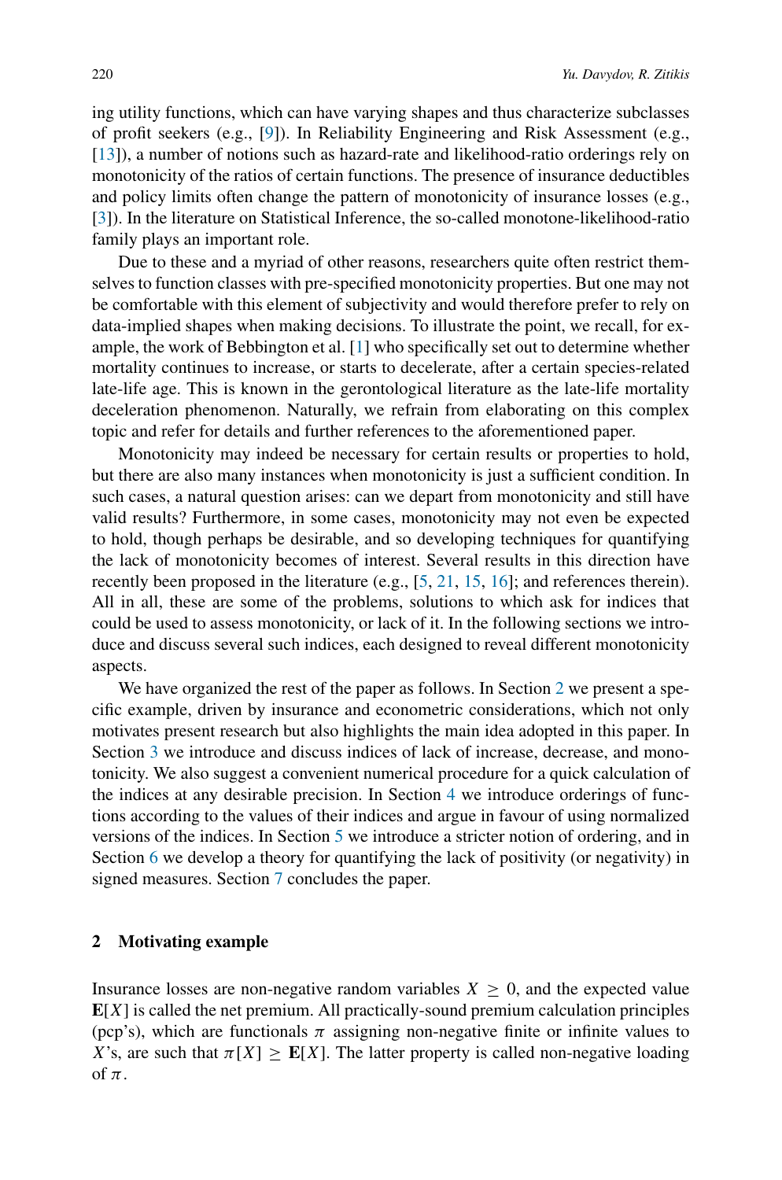ing utility functions, which can have varying shapes and thus characterize subclasses of profit seekers (e.g., [9]). In Reliability Engineering and Risk Assessment (e.g., [13]), a number of notions such as hazard-rate and likelihood-ratio orderings rely on monotonicity of the ratios of certain functions. The presence of insurance deductibles and policy limits often change the pattern of monotonicity of insurance losses (e.g., [3]). In the literature on Statistical Inference, the so-called monotone-likelihood-ratio family plays an important role.

Due to these and a myriad of other reasons, researchers quite often restrict themselves to function classes with pre-specified monotonicity properties. But one may not be comfortable with this element of subjectivity and would therefore prefer to rely on data-implied shapes when making decisions. To illustrate the point, we recall, for example, the work of Bebbington et al. [1] who specifically set out to determine whether mortality continues to increase, or starts to decelerate, after a certain species-related late-life age. This is known in the gerontological literature as the late-life mortality deceleration phenomenon. Naturally, we refrain from elaborating on this complex topic and refer for details and further references to the aforementioned paper.

Monotonicity may indeed be necessary for certain results or properties to hold, but there are also many instances when monotonicity is just a sufficient condition. In such cases, a natural question arises: can we depart from monotonicity and still have valid results? Furthermore, in some cases, monotonicity may not even be expected to hold, though perhaps be desirable, and so developing techniques for quantifying the lack of monotonicity becomes of interest. Several results in this direction have recently been proposed in the literature (e.g., [5, 21, 15, 16]; and references therein). All in all, these are some of the problems, solutions to which ask for indices that could be used to assess monotonicity, or lack of it. In the following sections we introduce and discuss several such indices, each designed to reveal different monotonicity aspects.

We have organized the rest of the paper as follows. In Section 2 we present a specific example, driven by insurance and econometric considerations, which not only motivates present research but also highlights the main idea adopted in this paper. In Section 3 we introduce and discuss indices of lack of increase, decrease, and monotonicity. We also suggest a convenient numerical procedure for a quick calculation of the indices at any desirable precision. In Section 4 we introduce orderings of functions according to the values of their indices and argue in favour of using normalized versions of the indices. In Section 5 we introduce a stricter notion of ordering, and in Section 6 we develop a theory for quantifying the lack of positivity (or negativity) in signed measures. Section 7 concludes the paper.

## 2 Motivating example

Insurance losses are non-negative random variables $X \geq 0$, and the expected value $\mathbf{E}[X]$ is called the net premium. All practically-sound premium calculation principles (pcp's), which are functionals $\pi$ assigning non-negative finite or infinite values to $X$'s, are such that $\pi[X] \geq \mathbf{E}[X]$. The latter property is called non-negative loading of $\pi$.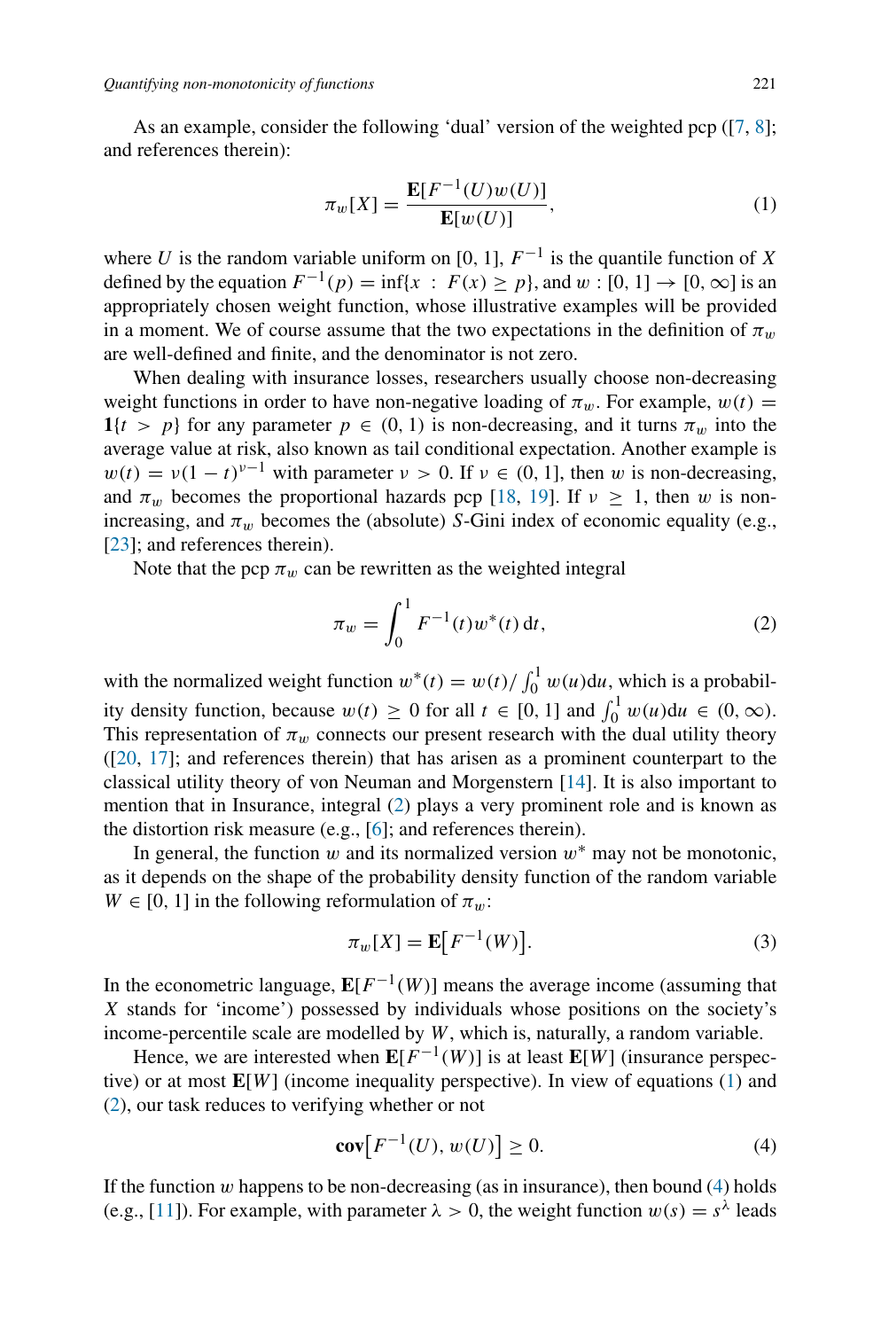As an example, consider the following 'dual' version of the weighted pcp ([7, 8]; and references therein):

$$\pi_w[X] = \frac{\mathbf{E}[F^{-1}(U)w(U)]}{\mathbf{E}[w(U)]}, \tag{1}$$

where $U$ is the random variable uniform on $[0, 1]$, $F^{-1}$ is the quantile function of $X$ defined by the equation $F^{-1}(p) = \inf\{x : F(x) \geq p\}$, and $w : [0, 1] \to [0, \infty]$ is an appropriately chosen weight function, whose illustrative examples will be provided in a moment. We of course assume that the two expectations in the definition of $\pi_w$ are well-defined and finite, and the denominator is not zero.

When dealing with insurance losses, researchers usually choose non-decreasing weight functions in order to have non-negative loading of $\pi_w$. For example, $w(t) = \mathbf{1}\{t > p\}$ for any parameter $p \in (0, 1)$ is non-decreasing, and it turns $\pi_w$ into the average value at risk, also known as tail conditional expectation. Another example is $w(t) = \nu(1 - t)^{\nu - 1}$ with parameter $\nu > 0$. If $\nu \in (0, 1]$, then $w$ is non-decreasing, and $\pi_w$ becomes the proportional hazards pcp [18, 19]. If $\nu \geq 1$, then $w$ is non-increasing, and $\pi_w$ becomes the (absolute) $S$-Gini index of economic equality (e.g., [23]; and references therein).

Note that the pcp $\pi_w$ can be rewritten as the weighted integral

$$\pi_w = \int_0^1 F^{-1}(t) w^*(t)\,\mathrm{d}t, \tag{2}$$

with the normalized weight function $w^*(t) = w(t)/\int_0^1 w(u)\mathrm{d}u$, which is a probability density function, because $w(t) \geq 0$ for all $t \in [0, 1]$ and $\int_0^1 w(u)\mathrm{d}u \in (0, \infty)$. This representation of $\pi_w$ connects our present research with the dual utility theory ([20, 17]; and references therein) that has arisen as a prominent counterpart to the classical utility theory of von Neuman and Morgenstern [14]. It is also important to mention that in Insurance, integral (2) plays a very prominent role and is known as the distortion risk measure (e.g., [6]; and references therein).

In general, the function $w$ and its normalized version $w^*$ may not be monotonic, as it depends on the shape of the probability density function of the random variable $W \in [0, 1]$ in the following reformulation of $\pi_w$:

$$\pi_w[X] = \mathbf{E}\big[F^{-1}(W)\big]. \tag{3}$$

In the econometric language, $\mathbf{E}[F^{-1}(W)]$ means the average income (assuming that $X$ stands for 'income') possessed by individuals whose positions on the society's income-percentile scale are modelled by $W$, which is, naturally, a random variable.

Hence, we are interested when $\mathbf{E}[F^{-1}(W)]$ is at least $\mathbf{E}[W]$ (insurance perspective) or at most $\mathbf{E}[W]$ (income inequality perspective). In view of equations (1) and (2), our task reduces to verifying whether or not

$$\mathbf{cov}\big[F^{-1}(U), w(U)\big] \geq 0. \tag{4}$$

If the function $w$ happens to be non-decreasing (as in insurance), then bound (4) holds (e.g., [11]). For example, with parameter $\lambda > 0$, the weight function $w(s) = s^\lambda$ leads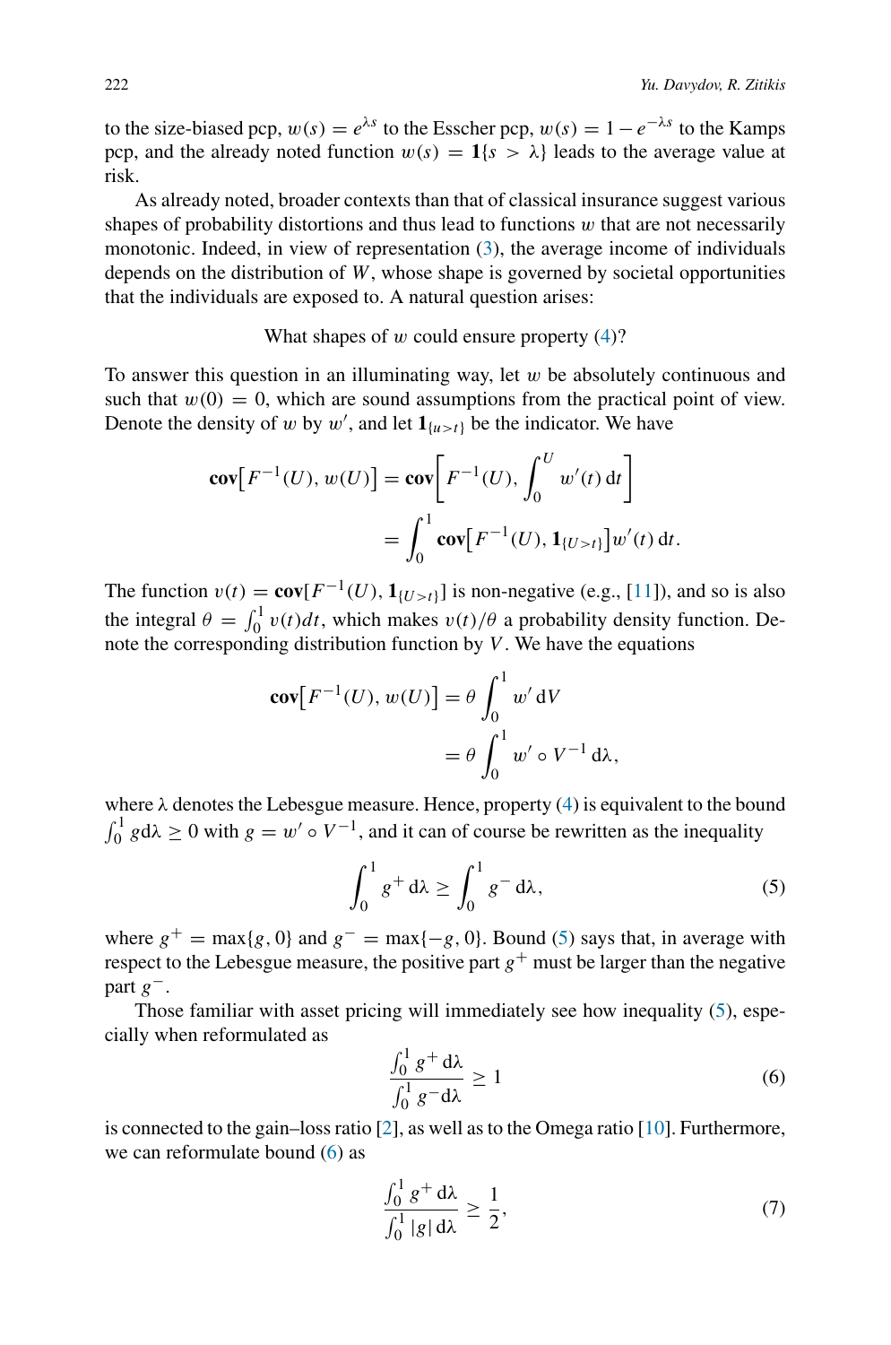to the size-biased pcp, $w(s) = e^{\lambda s}$ to the Esscher pcp, $w(s) = 1 - e^{-\lambda s}$ to the Kamps pcp, and the already noted function $w(s) = \mathbf{1}\{s > \lambda\}$ leads to the average value at risk.

As already noted, broader contexts than that of classical insurance suggest various shapes of probability distortions and thus lead to functions $w$ that are not necessarily monotonic. Indeed, in view of representation (3), the average income of individuals depends on the distribution of $W$, whose shape is governed by societal opportunities that the individuals are exposed to. A natural question arises:

What shapes of $w$ could ensure property (4)?

To answer this question in an illuminating way, let $w$ be absolutely continuous and such that $w(0) = 0$, which are sound assumptions from the practical point of view. Denote the density of $w$ by $w'$, and let $\mathbf{1}_{\{u>t\}}$ be the indicator. We have

$$
\begin{aligned}
\mathbf{cov}\big[F^{-1}(U), w(U)\big] &= \mathbf{cov}\bigg[F^{-1}(U), \int_0^U w'(t)\,\mathrm{d}t\bigg] \\
&= \int_0^1 \mathbf{cov}\big[F^{-1}(U), \mathbf{1}_{\{U>t\}}\big] w'(t)\,\mathrm{d}t.
\end{aligned}
$$

The function $v(t) = \mathbf{cov}[F^{-1}(U), \mathbf{1}_{\{U>t\}}]$ is non-negative (e.g., [11]), and so is also the integral $\theta = \int_0^1 v(t)dt$, which makes $v(t)/\theta$ a probability density function. Denote the corresponding distribution function by $V$. We have the equations

$$
\begin{aligned}
\mathbf{cov}\big[F^{-1}(U), w(U)\big] &= \theta \int_0^1 w'\,\mathrm{d}V \\
&= \theta \int_0^1 w' \circ V^{-1}\,\mathrm{d}\lambda,
\end{aligned}
$$

where $\lambda$ denotes the Lebesgue measure. Hence, property (4) is equivalent to the bound $\int_0^1 g\mathrm{d}\lambda \geq 0$ with $g = w' \circ V^{-1}$, and it can of course be rewritten as the inequality

$$
\int_0^1 g^+\,\mathrm{d}\lambda \geq \int_0^1 g^-\,\mathrm{d}\lambda, \tag{5}
$$

where $g^+ = \max\{g, 0\}$ and $g^- = \max\{-g, 0\}$. Bound (5) says that, in average with respect to the Lebesgue measure, the positive part $g^+$ must be larger than the negative part $g^-$.

Those familiar with asset pricing will immediately see how inequality (5), especially when reformulated as

$$
\frac{\int_0^1 g^+\,\mathrm{d}\lambda}{\int_0^1 g^-\mathrm{d}\lambda} \geq 1 \tag{6}
$$

is connected to the gain–loss ratio [2], as well as to the Omega ratio [10]. Furthermore, we can reformulate bound (6) as

$$
\frac{\int_0^1 g^+\,\mathrm{d}\lambda}{\int_0^1 |g|\,\mathrm{d}\lambda} \geq \frac{1}{2}, \tag{7}
$$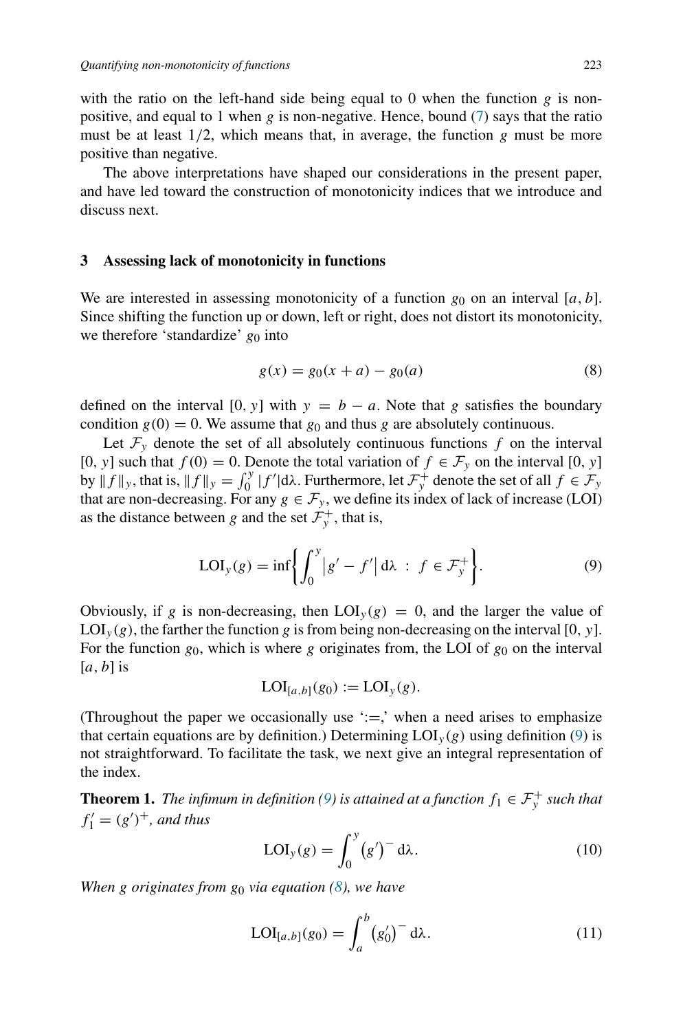with the ratio on the left-hand side being equal to 0 when the function $g$ is non-positive, and equal to 1 when $g$ is non-negative. Hence, bound (7) says that the ratio must be at least $1/2$, which means that, in average, the function $g$ must be more positive than negative.

The above interpretations have shaped our considerations in the present paper, and have led toward the construction of monotonicity indices that we introduce and discuss next.

## 3 Assessing lack of monotonicity in functions

We are interested in assessing monotonicity of a function $g_0$ on an interval $[a, b]$. Since shifting the function up or down, left or right, does not distort its monotonicity, we therefore 'standardize' $g_0$ into

$$g(x) = g_0(x + a) - g_0(a) \tag{8}$$

defined on the interval $[0, y]$ with $y = b - a$. Note that $g$ satisfies the boundary condition $g(0) = 0$. We assume that $g_0$ and thus $g$ are absolutely continuous.

Let $\mathcal{F}_y$ denote the set of all absolutely continuous functions $f$ on the interval $[0, y]$ such that $f(0) = 0$. Denote the total variation of $f \in \mathcal{F}_y$ on the interval $[0, y]$ by $\|f\|_y$, that is, $\|f\|_y = \int_0^y |f'| \mathrm{d}\lambda$. Furthermore, let $\mathcal{F}_y^+$ denote the set of all $f \in \mathcal{F}_y$ that are non-decreasing. For any $g \in \mathcal{F}_y$, we define its index of lack of increase (LOI) as the distance between $g$ and the set $\mathcal{F}_y^+$, that is,

$$\mathrm{LOI}_y(g) = \inf\left\{ \int_0^y \left| g' - f' \right| \mathrm{d}\lambda \ : \ f \in \mathcal{F}_y^+ \right\}. \tag{9}$$

Obviously, if $g$ is non-decreasing, then $\mathrm{LOI}_y(g) = 0$, and the larger the value of $\mathrm{LOI}_y(g)$, the farther the function $g$ is from being non-decreasing on the interval $[0, y]$. For the function $g_0$, which is where $g$ originates from, the LOI of $g_0$ on the interval $[a, b]$ is

$$\mathrm{LOI}_{[a,b]}(g_0) := \mathrm{LOI}_y(g).$$

(Throughout the paper we occasionally use ':=,' when a need arises to emphasize that certain equations are by definition.) Determining $\mathrm{LOI}_y(g)$ using definition (9) is not straightforward. To facilitate the task, we next give an integral representation of the index.

**Theorem 1.** *The infimum in definition (9) is attained at a function $f_1 \in \mathcal{F}_y^+$ such that $f_1' = (g')^+$, and thus*

$$\mathrm{LOI}_y(g) = \int_0^y \left(g'\right)^- \mathrm{d}\lambda. \tag{10}$$

*When $g$ originates from $g_0$ via equation (8), we have*

$$\mathrm{LOI}_{[a,b]}(g_0) = \int_a^b \left(g_0'\right)^- \mathrm{d}\lambda. \tag{11}$$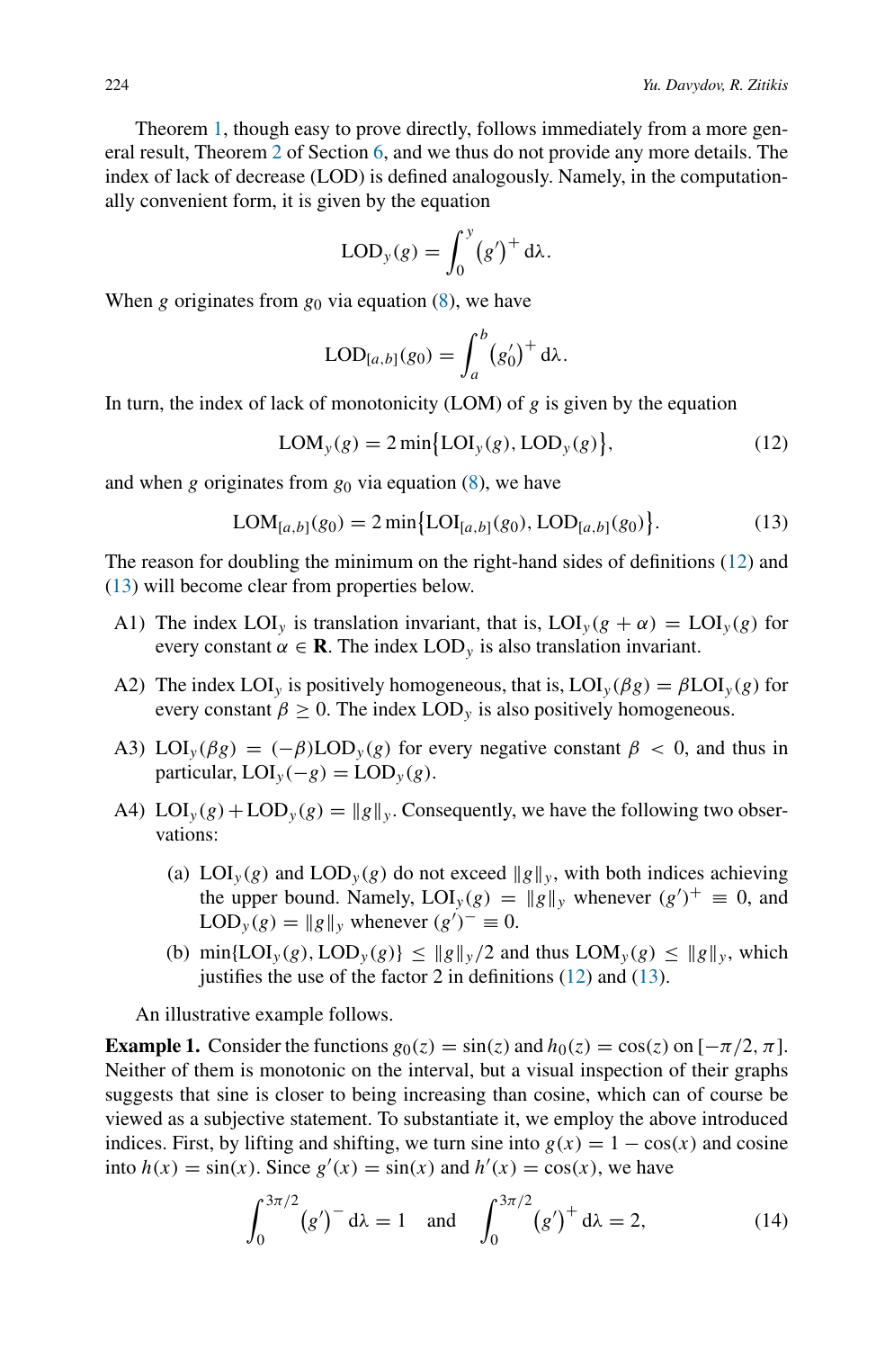Theorem 1, though easy to prove directly, follows immediately from a more general result, Theorem 2 of Section 6, and we thus do not provide any more details. The index of lack of decrease (LOD) is defined analogously. Namely, in the computationally convenient form, it is given by the equation

$$\mathrm{LOD}_y(g) = \int_0^y \left(g'\right)^+ \mathrm{d}\lambda.$$

When $g$ originates from $g_0$ via equation (8), we have

$$\mathrm{LOD}_{[a,b]}(g_0) = \int_a^b \left(g_0'\right)^+ \mathrm{d}\lambda.$$

In turn, the index of lack of monotonicity (LOM) of $g$ is given by the equation

$$\mathrm{LOM}_y(g) = 2 \min\left\{\mathrm{LOI}_y(g), \mathrm{LOD}_y(g)\right\}, \tag{12}$$

and when $g$ originates from $g_0$ via equation (8), we have

$$\mathrm{LOM}_{[a,b]}(g_0) = 2 \min\left\{\mathrm{LOI}_{[a,b]}(g_0), \mathrm{LOD}_{[a,b]}(g_0)\right\}. \tag{13}$$

The reason for doubling the minimum on the right-hand sides of definitions (12) and (13) will become clear from properties below.

- A1) The index $\mathrm{LOI}_y$ is translation invariant, that is, $\mathrm{LOI}_y(g + \alpha) = \mathrm{LOI}_y(g)$ for every constant $\alpha \in \mathbf{R}$. The index $\mathrm{LOD}_y$ is also translation invariant.
- A2) The index $\mathrm{LOI}_y$ is positively homogeneous, that is, $\mathrm{LOI}_y(\beta g) = \beta \mathrm{LOI}_y(g)$ for every constant $\beta \geq 0$. The index $\mathrm{LOD}_y$ is also positively homogeneous.
- A3) $\mathrm{LOI}_y(\beta g) = (-\beta)\mathrm{LOD}_y(g)$ for every negative constant $\beta < 0$, and thus in particular, $\mathrm{LOI}_y(-g) = \mathrm{LOD}_y(g)$.
- A4) $\mathrm{LOI}_y(g) + \mathrm{LOD}_y(g) = \|g\|_y$. Consequently, we have the following two observations:
  - (a) $\mathrm{LOI}_y(g)$ and $\mathrm{LOD}_y(g)$ do not exceed $\|g\|_y$, with both indices achieving the upper bound. Namely, $\mathrm{LOI}_y(g) = \|g\|_y$ whenever $(g')^+ \equiv 0$, and $\mathrm{LOD}_y(g) = \|g\|_y$ whenever $(g')^- \equiv 0$.
  - (b) $\min\{\mathrm{LOI}_y(g), \mathrm{LOD}_y(g)\} \leq \|g\|_y/2$ and thus $\mathrm{LOM}_y(g) \leq \|g\|_y$, which justifies the use of the factor 2 in definitions (12) and (13).

An illustrative example follows.

**Example 1.** Consider the functions $g_0(z) = \sin(z)$ and $h_0(z) = \cos(z)$ on $[-\pi/2, \pi]$. Neither of them is monotonic on the interval, but a visual inspection of their graphs suggests that sine is closer to being increasing than cosine, which can of course be viewed as a subjective statement. To substantiate it, we employ the above introduced indices. First, by lifting and shifting, we turn sine into $g(x) = 1 - \cos(x)$ and cosine into $h(x) = \sin(x)$. Since $g'(x) = \sin(x)$ and $h'(x) = \cos(x)$, we have

$$\int_0^{3\pi/2} \left(g'\right)^- \mathrm{d}\lambda = 1 \quad \text{and} \quad \int_0^{3\pi/2} \left(g'\right)^+ \mathrm{d}\lambda = 2, \tag{14}$$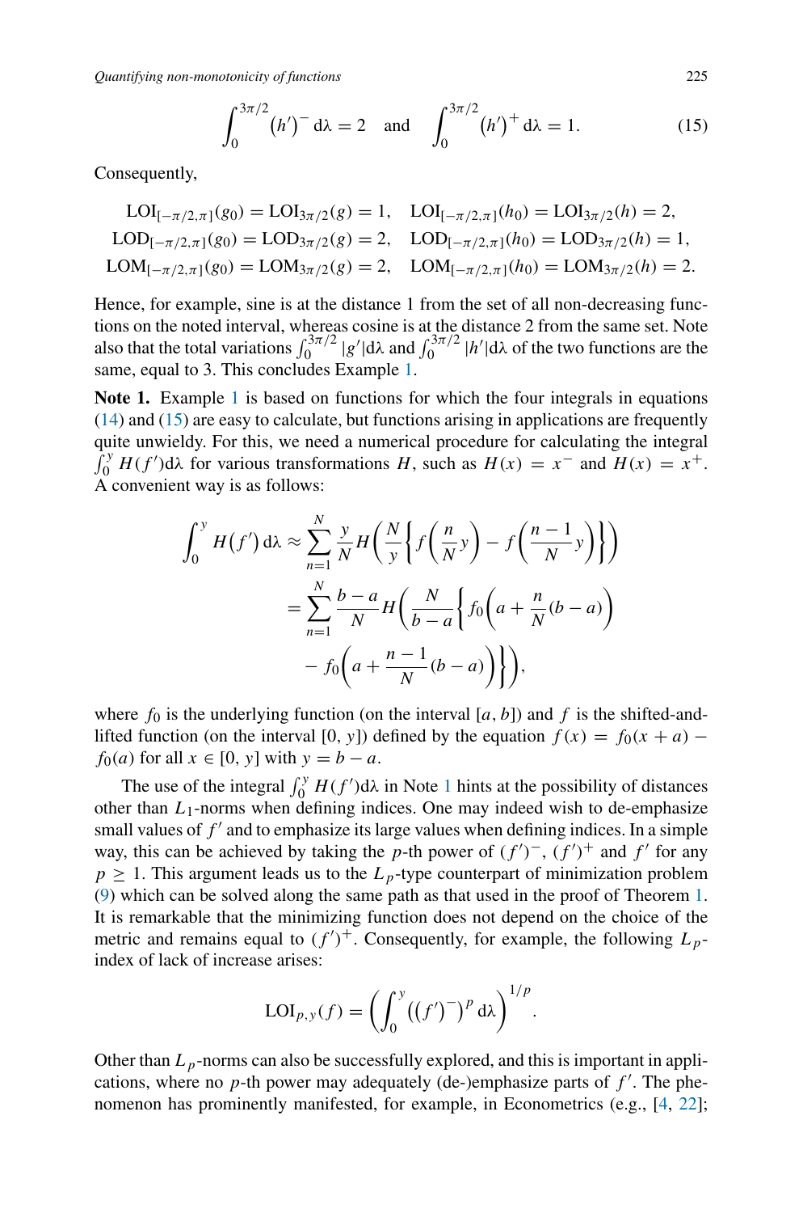$$\int_0^{3\pi/2} (h')^- \, d\lambda = 2 \quad \text{and} \quad \int_0^{3\pi/2} (h')^+ \, d\lambda = 1. \tag{15}$$

Consequently,

$$\begin{aligned}
\mathrm{LOI}_{[-\pi/2,\pi]}(g_0) &= \mathrm{LOI}_{3\pi/2}(g) = 1, \quad \mathrm{LOI}_{[-\pi/2,\pi]}(h_0) = \mathrm{LOI}_{3\pi/2}(h) = 2, \\
\mathrm{LOD}_{[-\pi/2,\pi]}(g_0) &= \mathrm{LOD}_{3\pi/2}(g) = 2, \quad \mathrm{LOD}_{[-\pi/2,\pi]}(h_0) = \mathrm{LOD}_{3\pi/2}(h) = 1, \\
\mathrm{LOM}_{[-\pi/2,\pi]}(g_0) &= \mathrm{LOM}_{3\pi/2}(g) = 2, \quad \mathrm{LOM}_{[-\pi/2,\pi]}(h_0) = \mathrm{LOM}_{3\pi/2}(h) = 2.
\end{aligned}$$

Hence, for example, sine is at the distance 1 from the set of all non-decreasing functions on the noted interval, whereas cosine is at the distance 2 from the same set. Note also that the total variations $\int_0^{3\pi/2} |g'| d\lambda$ and $\int_0^{3\pi/2} |h'| d\lambda$ of the two functions are the same, equal to 3. This concludes Example 1.

**Note 1.** Example 1 is based on functions for which the four integrals in equations (14) and (15) are easy to calculate, but functions arising in applications are frequently quite unwieldy. For this, we need a numerical procedure for calculating the integral $\int_0^y H(f') d\lambda$ for various transformations $H$, such as $H(x) = x^-$ and $H(x) = x^+$. A convenient way is as follows:

$$\begin{aligned}
\int_0^y H(f') \, d\lambda &\approx \sum_{n=1}^{N} \frac{y}{N} H\left(\frac{N}{y}\left\{ f\left(\frac{n}{N} y\right) - f\left(\frac{n-1}{N} y\right)\right\}\right) \\
&= \sum_{n=1}^{N} \frac{b-a}{N} H\left(\frac{N}{b-a}\left\{ f_0\left(a + \frac{n}{N}(b-a)\right) \right.\right. \\
&\qquad \left.\left. - f_0\left(a + \frac{n-1}{N}(b-a)\right)\right\}\right),
\end{aligned}$$

where $f_0$ is the underlying function (on the interval $[a, b]$) and $f$ is the shifted-and-lifted function (on the interval $[0, y]$) defined by the equation $f(x) = f_0(x + a) - f_0(a)$ for all $x \in [0, y]$ with $y = b - a$.

The use of the integral $\int_0^y H(f') d\lambda$ in Note 1 hints at the possibility of distances other than $L_1$-norms when defining indices. One may indeed wish to de-emphasize small values of $f'$ and to emphasize its large values when defining indices. In a simple way, this can be achieved by taking the $p$-th power of $(f')^-$, $(f')^+$ and $f'$ for any $p \geq 1$. This argument leads us to the $L_p$-type counterpart of minimization problem (9) which can be solved along the same path as that used in the proof of Theorem 1. It is remarkable that the minimizing function does not depend on the choice of the metric and remains equal to $(f')^+$. Consequently, for example, the following $L_p$-index of lack of increase arises:

$$\mathrm{LOI}_{p,y}(f) = \left(\int_0^y \left((f')^-\right)^p d\lambda\right)^{1/p}.$$

Other than $L_p$-norms can also be successfully explored, and this is important in applications, where no $p$-th power may adequately (de-)emphasize parts of $f'$. The phenomenon has prominently manifested, for example, in Econometrics (e.g., [4, 22];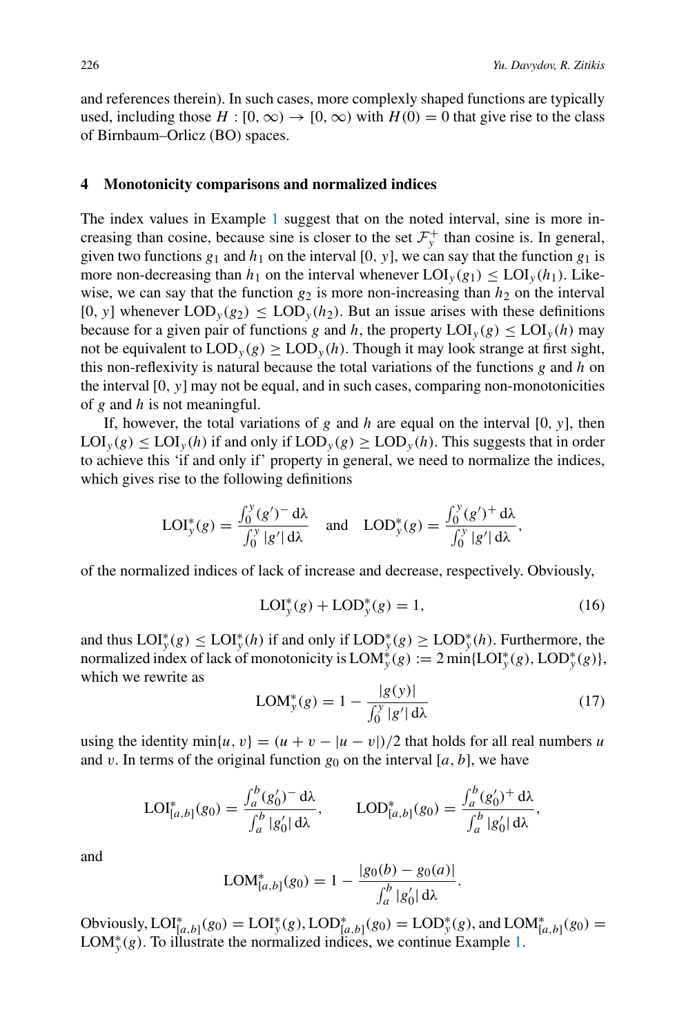and references therein). In such cases, more complexly shaped functions are typically used, including those $H : [0, \infty) \to [0, \infty)$ with $H(0) = 0$ that give rise to the class of Birnbaum–Orlicz (BO) spaces.

## 4 Monotonicity comparisons and normalized indices

The index values in Example 1 suggest that on the noted interval, sine is more increasing than cosine, because sine is closer to the set $\mathcal{F}_y^+$ than cosine is. In general, given two functions $g_1$ and $h_1$ on the interval $[0, y]$, we can say that the function $g_1$ is more non-decreasing than $h_1$ on the interval whenever $\mathrm{LOI}_y(g_1) \le \mathrm{LOI}_y(h_1)$. Likewise, we can say that the function $g_2$ is more non-increasing than $h_2$ on the interval $[0, y]$ whenever $\mathrm{LOD}_y(g_2) \le \mathrm{LOD}_y(h_2)$. But an issue arises with these definitions because for a given pair of functions $g$ and $h$, the property $\mathrm{LOI}_y(g) \le \mathrm{LOI}_y(h)$ may not be equivalent to $\mathrm{LOD}_y(g) \ge \mathrm{LOD}_y(h)$. Though it may look strange at first sight, this non-reflexivity is natural because the total variations of the functions $g$ and $h$ on the interval $[0, y]$ may not be equal, and in such cases, comparing non-monotonicities of $g$ and $h$ is not meaningful.

If, however, the total variations of $g$ and $h$ are equal on the interval $[0, y]$, then $\mathrm{LOI}_y(g) \le \mathrm{LOI}_y(h)$ if and only if $\mathrm{LOD}_y(g) \ge \mathrm{LOD}_y(h)$. This suggests that in order to achieve this 'if and only if' property in general, we need to normalize the indices, which gives rise to the following definitions

$$\mathrm{LOI}_y^*(g) = \frac{\int_0^y (g')^- \,\mathrm{d}\lambda}{\int_0^y |g'| \,\mathrm{d}\lambda} \quad \text{and} \quad \mathrm{LOD}_y^*(g) = \frac{\int_0^y (g')^+ \,\mathrm{d}\lambda}{\int_0^y |g'| \,\mathrm{d}\lambda},$$

of the normalized indices of lack of increase and decrease, respectively. Obviously,

$$\mathrm{LOI}_y^*(g) + \mathrm{LOD}_y^*(g) = 1, \tag{16}$$

and thus $\mathrm{LOI}_y^*(g) \le \mathrm{LOI}_y^*(h)$ if and only if $\mathrm{LOD}_y^*(g) \ge \mathrm{LOD}_y^*(h)$. Furthermore, the normalized index of lack of monotonicity is $\mathrm{LOM}_y^*(g) := 2\min\{\mathrm{LOI}_y^*(g), \mathrm{LOD}_y^*(g)\}$, which we rewrite as

$$\mathrm{LOM}_y^*(g) = 1 - \frac{|g(y)|}{\int_0^y |g'| \,\mathrm{d}\lambda} \tag{17}$$

using the identity $\min\{u, v\} = (u + v - |u - v|)/2$ that holds for all real numbers $u$ and $v$. In terms of the original function $g_0$ on the interval $[a, b]$, we have

$$\mathrm{LOI}_{[a,b]}^*(g_0) = \frac{\int_a^b (g_0')^- \,\mathrm{d}\lambda}{\int_a^b |g_0'| \,\mathrm{d}\lambda}, \qquad \mathrm{LOD}_{[a,b]}^*(g_0) = \frac{\int_a^b (g_0')^+ \,\mathrm{d}\lambda}{\int_a^b |g_0'| \,\mathrm{d}\lambda},$$

and

$$\mathrm{LOM}_{[a,b]}^*(g_0) = 1 - \frac{|g_0(b) - g_0(a)|}{\int_a^b |g_0'| \,\mathrm{d}\lambda}.$$

Obviously, $\mathrm{LOI}_{[a,b]}^*(g_0) = \mathrm{LOI}_y^*(g)$, $\mathrm{LOD}_{[a,b]}^*(g_0) = \mathrm{LOD}_y^*(g)$, and $\mathrm{LOM}_{[a,b]}^*(g_0) = \mathrm{LOM}_y^*(g)$. To illustrate the normalized indices, we continue Example 1.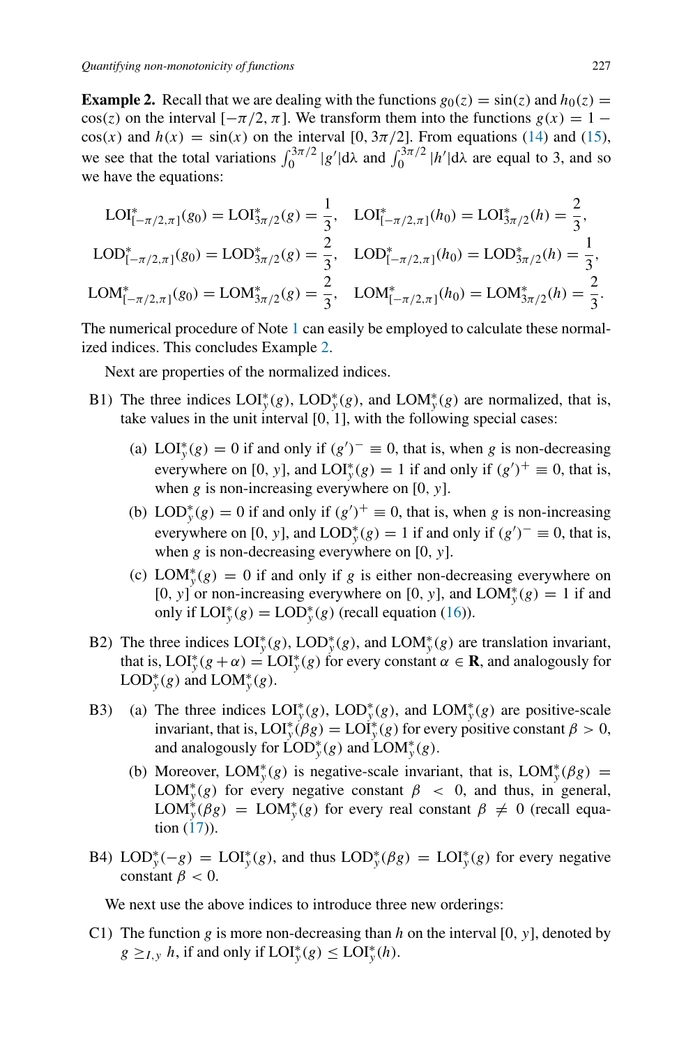**Example 2.** Recall that we are dealing with the functions $g_0(z) = \sin(z)$ and $h_0(z) = \cos(z)$ on the interval $[-\pi/2, \pi]$. We transform them into the functions $g(x) = 1 - \cos(x)$ and $h(x) = \sin(x)$ on the interval $[0, 3\pi/2]$. From equations (14) and (15), we see that the total variations $\int_0^{3\pi/2} |g'| d\lambda$ and $\int_0^{3\pi/2} |h'| d\lambda$ are equal to 3, and so we have the equations:

$$\mathrm{LOI}^*_{[-\pi/2,\pi]}(g_0) = \mathrm{LOI}^*_{3\pi/2}(g) = \frac{1}{3}, \quad \mathrm{LOI}^*_{[-\pi/2,\pi]}(h_0) = \mathrm{LOI}^*_{3\pi/2}(h) = \frac{2}{3},$$

$$\mathrm{LOD}^*_{[-\pi/2,\pi]}(g_0) = \mathrm{LOD}^*_{3\pi/2}(g) = \frac{2}{3}, \quad \mathrm{LOD}^*_{[-\pi/2,\pi]}(h_0) = \mathrm{LOD}^*_{3\pi/2}(h) = \frac{1}{3},$$

$$\mathrm{LOM}^*_{[-\pi/2,\pi]}(g_0) = \mathrm{LOM}^*_{3\pi/2}(g) = \frac{2}{3}, \quad \mathrm{LOM}^*_{[-\pi/2,\pi]}(h_0) = \mathrm{LOM}^*_{3\pi/2}(h) = \frac{2}{3}.$$

The numerical procedure of Note 1 can easily be employed to calculate these normalized indices. This concludes Example 2.

Next are properties of the normalized indices.

B1) The three indices $\mathrm{LOI}^*_y(g)$, $\mathrm{LOD}^*_y(g)$, and $\mathrm{LOM}^*_y(g)$ are normalized, that is, take values in the unit interval $[0, 1]$, with the following special cases:

   (a) $\mathrm{LOI}^*_y(g) = 0$ if and only if $(g')^- \equiv 0$, that is, when $g$ is non-decreasing everywhere on $[0, y]$, and $\mathrm{LOI}^*_y(g) = 1$ if and only if $(g')^+ \equiv 0$, that is, when $g$ is non-increasing everywhere on $[0, y]$.

   (b) $\mathrm{LOD}^*_y(g) = 0$ if and only if $(g')^+ \equiv 0$, that is, when $g$ is non-increasing everywhere on $[0, y]$, and $\mathrm{LOD}^*_y(g) = 1$ if and only if $(g')^- \equiv 0$, that is, when $g$ is non-decreasing everywhere on $[0, y]$.

   (c) $\mathrm{LOM}^*_y(g) = 0$ if and only if $g$ is either non-decreasing everywhere on $[0, y]$ or non-increasing everywhere on $[0, y]$, and $\mathrm{LOM}^*_y(g) = 1$ if and only if $\mathrm{LOI}^*_y(g) = \mathrm{LOD}^*_y(g)$ (recall equation (16)).

B2) The three indices $\mathrm{LOI}^*_y(g)$, $\mathrm{LOD}^*_y(g)$, and $\mathrm{LOM}^*_y(g)$ are translation invariant, that is, $\mathrm{LOI}^*_y(g + \alpha) = \mathrm{LOI}^*_y(g)$ for every constant $\alpha \in \mathbf{R}$, and analogously for $\mathrm{LOD}^*_y(g)$ and $\mathrm{LOM}^*_y(g)$.

B3) (a) The three indices $\mathrm{LOI}^*_y(g)$, $\mathrm{LOD}^*_y(g)$, and $\mathrm{LOM}^*_y(g)$ are positive-scale invariant, that is, $\mathrm{LOI}^*_y(\beta g) = \mathrm{LOI}^*_y(g)$ for every positive constant $\beta > 0$, and analogously for $\mathrm{LOD}^*_y(g)$ and $\mathrm{LOM}^*_y(g)$.

   (b) Moreover, $\mathrm{LOM}^*_y(g)$ is negative-scale invariant, that is, $\mathrm{LOM}^*_y(\beta g) = \mathrm{LOM}^*_y(g)$ for every negative constant $\beta < 0$, and thus, in general, $\mathrm{LOM}^*_y(\beta g) = \mathrm{LOM}^*_y(g)$ for every real constant $\beta \neq 0$ (recall equation (17)).

B4) $\mathrm{LOD}^*_y(-g) = \mathrm{LOI}^*_y(g)$, and thus $\mathrm{LOD}^*_y(\beta g) = \mathrm{LOI}^*_y(g)$ for every negative constant $\beta < 0$.

We next use the above indices to introduce three new orderings:

C1) The function $g$ is more non-decreasing than $h$ on the interval $[0, y]$, denoted by $g \geq_{I,y} h$, if and only if $\mathrm{LOI}^*_y(g) \leq \mathrm{LOI}^*_y(h)$.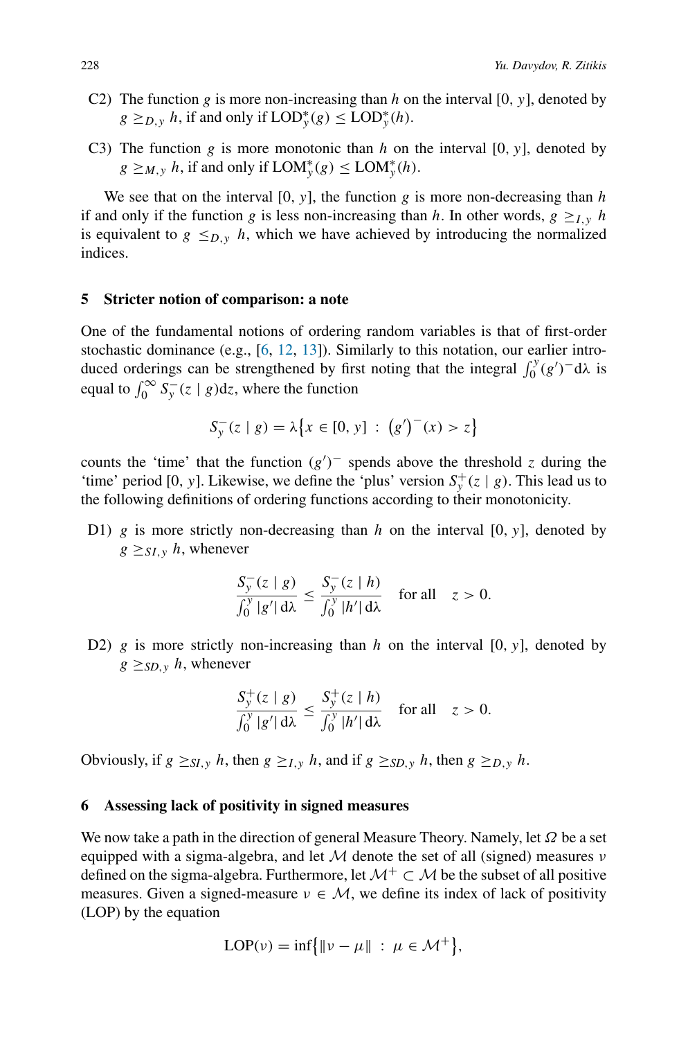C2) The function $g$ is more non-increasing than $h$ on the interval $[0, y]$, denoted by $g \geq_{D,y} h$, if and only if $\mathrm{LOD}^*_y(g) \leq \mathrm{LOD}^*_y(h)$.

C3) The function $g$ is more monotonic than $h$ on the interval $[0, y]$, denoted by $g \geq_{M,y} h$, if and only if $\mathrm{LOM}^*_y(g) \leq \mathrm{LOM}^*_y(h)$.

We see that on the interval $[0, y]$, the function $g$ is more non-decreasing than $h$ if and only if the function $g$ is less non-increasing than $h$. In other words, $g \geq_{I,y} h$ is equivalent to $g \leq_{D,y} h$, which we have achieved by introducing the normalized indices.

## 5 Stricter notion of comparison: a note

One of the fundamental notions of ordering random variables is that of first-order stochastic dominance (e.g., [6, 12, 13]). Similarly to this notation, our earlier introduced orderings can be strengthened by first noting that the integral $\int_0^y (g')^- \mathrm{d}\lambda$ is equal to $\int_0^\infty S_y^-(z \mid g)\mathrm{d}z$, where the function

$$S_y^-(z \mid g) = \lambda\big\{x \in [0, y] \;:\; \big(g'\big)^-(x) > z\big\}$$

counts the 'time' that the function $(g')^-$ spends above the threshold $z$ during the 'time' period $[0, y]$. Likewise, we define the 'plus' version $S_y^+(z \mid g)$. This lead us to the following definitions of ordering functions according to their monotonicity.

D1) $g$ is more strictly non-decreasing than $h$ on the interval $[0, y]$, denoted by $g \geq_{SI,y} h$, whenever

$$\frac{S_y^-(z \mid g)}{\int_0^y |g'|\,\mathrm{d}\lambda} \leq \frac{S_y^-(z \mid h)}{\int_0^y |h'|\,\mathrm{d}\lambda} \quad \text{for all} \quad z > 0.$$

D2) $g$ is more strictly non-increasing than $h$ on the interval $[0, y]$, denoted by $g \geq_{SD,y} h$, whenever

$$\frac{S_y^+(z \mid g)}{\int_0^y |g'|\,\mathrm{d}\lambda} \leq \frac{S_y^+(z \mid h)}{\int_0^y |h'|\,\mathrm{d}\lambda} \quad \text{for all} \quad z > 0.$$

Obviously, if $g \geq_{SI,y} h$, then $g \geq_{I,y} h$, and if $g \geq_{SD,y} h$, then $g \geq_{D,y} h$.

## 6 Assessing lack of positivity in signed measures

We now take a path in the direction of general Measure Theory. Namely, let $\Omega$ be a set equipped with a sigma-algebra, and let $\mathcal{M}$ denote the set of all (signed) measures $\nu$ defined on the sigma-algebra. Furthermore, let $\mathcal{M}^+ \subset \mathcal{M}$ be the subset of all positive measures. Given a signed-measure $\nu \in \mathcal{M}$, we define its index of lack of positivity (LOP) by the equation

$$\mathrm{LOP}(\nu) = \inf\big\{\|\nu - \mu\| \;:\; \mu \in \mathcal{M}^+\big\},$$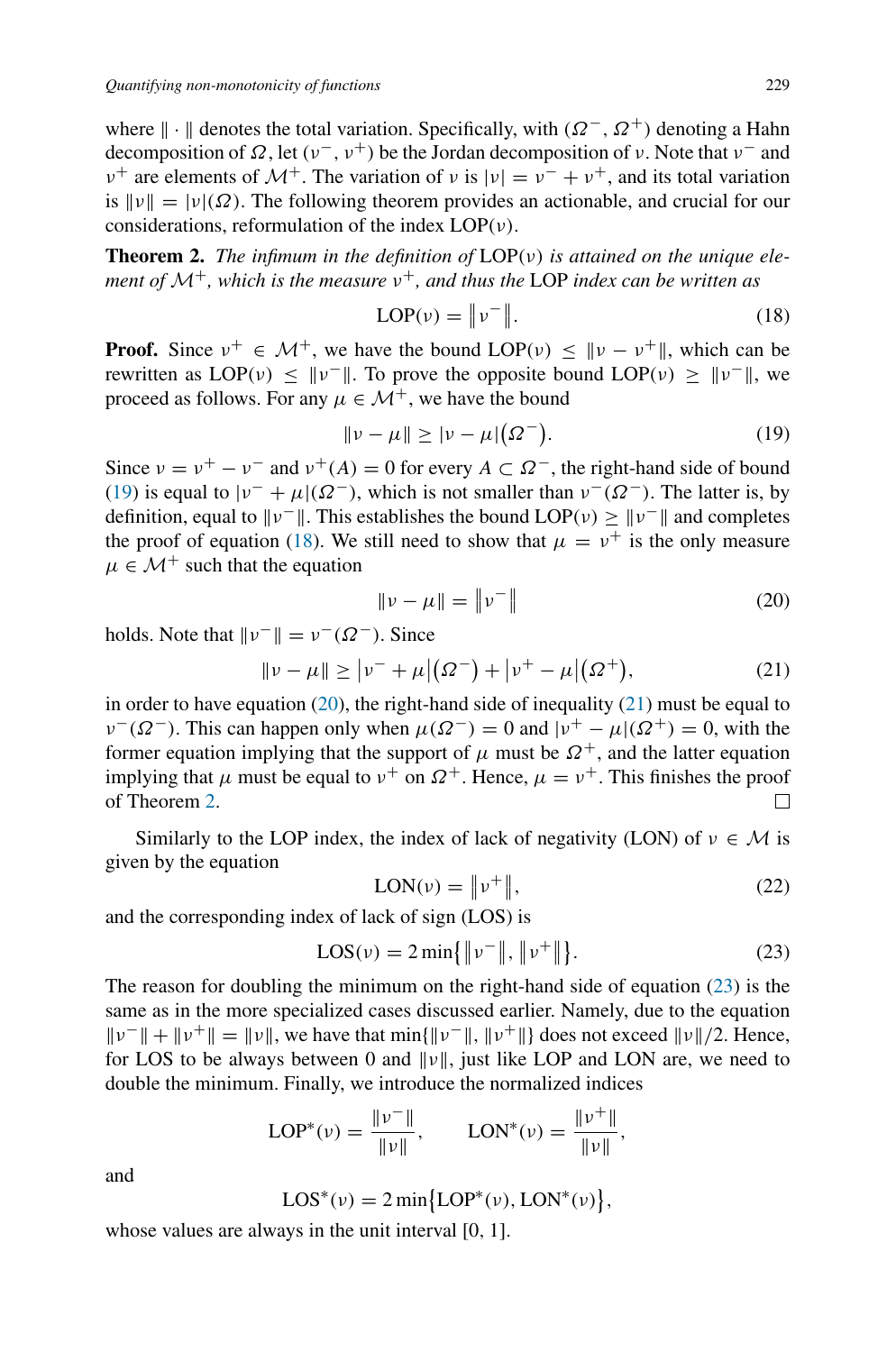where $\| \cdot \|$ denotes the total variation. Specifically, with $(\Omega^-, \Omega^+)$ denoting a Hahn decomposition of $\Omega$, let $(\nu^-, \nu^+)$ be the Jordan decomposition of $\nu$. Note that $\nu^-$ and $\nu^+$ are elements of $\mathcal{M}^+$. The variation of $\nu$ is $|\nu| = \nu^- + \nu^+$, and its total variation is $\|\nu\| = |\nu|(\Omega)$. The following theorem provides an actionable, and crucial for our considerations, reformulation of the index $\mathrm{LOP}(\nu)$.

**Theorem 2.** *The infimum in the definition of* $\mathrm{LOP}(\nu)$ *is attained on the unique element of* $\mathcal{M}^+$*, which is the measure* $\nu^+$*, and thus the* LOP *index can be written as*

$$\mathrm{LOP}(\nu) = \left\| \nu^- \right\|. \tag{18}$$

**Proof.** Since $\nu^+ \in \mathcal{M}^+$, we have the bound $\mathrm{LOP}(\nu) \le \|\nu - \nu^+\|$, which can be rewritten as $\mathrm{LOP}(\nu) \le \|\nu^-\|$. To prove the opposite bound $\mathrm{LOP}(\nu) \ge \|\nu^-\|$, we proceed as follows. For any $\mu \in \mathcal{M}^+$, we have the bound

$$\|\nu - \mu\| \ge |\nu - \mu|\big(\Omega^-\big). \tag{19}$$

Since $\nu = \nu^+ - \nu^-$ and $\nu^+(A) = 0$ for every $A \subset \Omega^-$, the right-hand side of bound (19) is equal to $|\nu^- + \mu|(\Omega^-)$, which is not smaller than $\nu^-(\Omega^-)$. The latter is, by definition, equal to $\|\nu^-\|$. This establishes the bound $\mathrm{LOP}(\nu) \ge \|\nu^-\|$ and completes the proof of equation (18). We still need to show that $\mu = \nu^+$ is the only measure $\mu \in \mathcal{M}^+$ such that the equation

$$\|\nu - \mu\| = \left\| \nu^- \right\| \tag{20}$$

holds. Note that $\|\nu^-\| = \nu^-(\Omega^-)$. Since

$$\|\nu - \mu\| \ge \left|\nu^- + \mu\right|\big(\Omega^-\big) + \left|\nu^+ - \mu\right|\big(\Omega^+\big), \tag{21}$$

in order to have equation (20), the right-hand side of inequality (21) must be equal to $\nu^-(\Omega^-)$. This can happen only when $\mu(\Omega^-) = 0$ and $|\nu^+ - \mu|(\Omega^+) = 0$, with the former equation implying that the support of $\mu$ must be $\Omega^+$, and the latter equation implying that $\mu$ must be equal to $\nu^+$ on $\Omega^+$. Hence, $\mu = \nu^+$. This finishes the proof of Theorem 2. ☐

Similarly to the LOP index, the index of lack of negativity (LON) of $\nu \in \mathcal{M}$ is given by the equation

$$\mathrm{LON}(\nu) = \left\| \nu^+ \right\|, \tag{22}$$

and the corresponding index of lack of sign (LOS) is

$$\mathrm{LOS}(\nu) = 2 \min\left\{ \left\| \nu^- \right\|, \left\| \nu^+ \right\| \right\}. \tag{23}$$

The reason for doubling the minimum on the right-hand side of equation (23) is the same as in the more specialized cases discussed earlier. Namely, due to the equation $\|\nu^-\| + \|\nu^+\| = \|\nu\|$, we have that $\min\{\|\nu^-\|, \|\nu^+\|\}$ does not exceed $\|\nu\|/2$. Hence, for LOS to be always between 0 and $\|\nu\|$, just like LOP and LON are, we need to double the minimum. Finally, we introduce the normalized indices

$$\mathrm{LOP}^*(\nu) = \frac{\|\nu^-\|}{\|\nu\|}, \qquad \mathrm{LON}^*(\nu) = \frac{\|\nu^+\|}{\|\nu\|},$$

and

$$\mathrm{LOS}^*(\nu) = 2 \min\left\{ \mathrm{LOP}^*(\nu), \mathrm{LON}^*(\nu) \right\},$$

whose values are always in the unit interval [0, 1].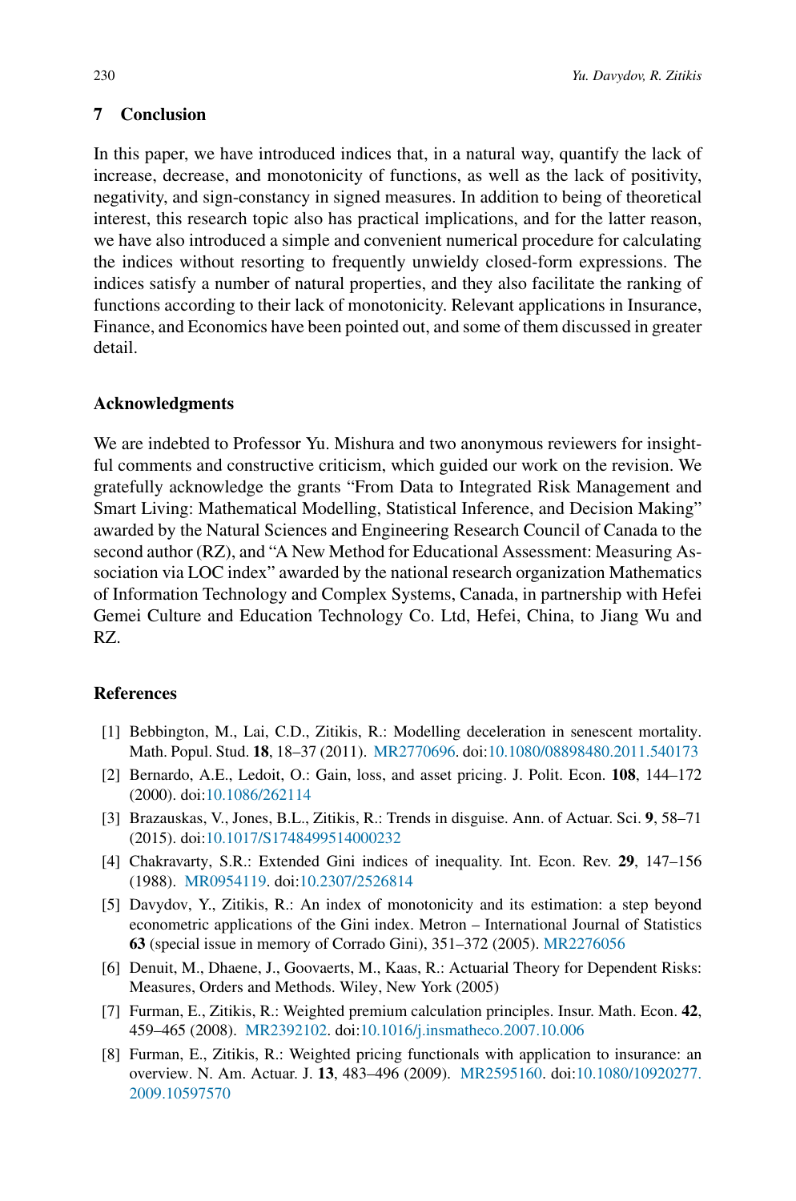## 7 Conclusion

In this paper, we have introduced indices that, in a natural way, quantify the lack of increase, decrease, and monotonicity of functions, as well as the lack of positivity, negativity, and sign-constancy in signed measures. In addition to being of theoretical interest, this research topic also has practical implications, and for the latter reason, we have also introduced a simple and convenient numerical procedure for calculating the indices without resorting to frequently unwieldy closed-form expressions. The indices satisfy a number of natural properties, and they also facilitate the ranking of functions according to their lack of monotonicity. Relevant applications in Insurance, Finance, and Economics have been pointed out, and some of them discussed in greater detail.

## Acknowledgments

We are indebted to Professor Yu. Mishura and two anonymous reviewers for insightful comments and constructive criticism, which guided our work on the revision. We gratefully acknowledge the grants "From Data to Integrated Risk Management and Smart Living: Mathematical Modelling, Statistical Inference, and Decision Making" awarded by the Natural Sciences and Engineering Research Council of Canada to the second author (RZ), and "A New Method for Educational Assessment: Measuring Association via LOC index" awarded by the national research organization Mathematics of Information Technology and Complex Systems, Canada, in partnership with Hefei Gemei Culture and Education Technology Co. Ltd, Hefei, China, to Jiang Wu and RZ.

## References

[1] Bebbington, M., Lai, C.D., Zitikis, R.: Modelling deceleration in senescent mortality. Math. Popul. Stud. **18**, 18–37 (2011). MR2770696. doi:10.1080/08898480.2011.540173

[2] Bernardo, A.E., Ledoit, O.: Gain, loss, and asset pricing. J. Polit. Econ. **108**, 144–172 (2000). doi:10.1086/262114

[3] Brazauskas, V., Jones, B.L., Zitikis, R.: Trends in disguise. Ann. of Actuar. Sci. **9**, 58–71 (2015). doi:10.1017/S1748499514000232

[4] Chakravarty, S.R.: Extended Gini indices of inequality. Int. Econ. Rev. **29**, 147–156 (1988). MR0954119. doi:10.2307/2526814

[5] Davydov, Y., Zitikis, R.: An index of monotonicity and its estimation: a step beyond econometric applications of the Gini index. Metron – International Journal of Statistics **63** (special issue in memory of Corrado Gini), 351–372 (2005). MR2276056

[6] Denuit, M., Dhaene, J., Goovaerts, M., Kaas, R.: Actuarial Theory for Dependent Risks: Measures, Orders and Methods. Wiley, New York (2005)

[7] Furman, E., Zitikis, R.: Weighted premium calculation principles. Insur. Math. Econ. **42**, 459–465 (2008). MR2392102. doi:10.1016/j.insmatheco.2007.10.006

[8] Furman, E., Zitikis, R.: Weighted pricing functionals with application to insurance: an overview. N. Am. Actuar. J. **13**, 483–496 (2009). MR2595160. doi:10.1080/10920277.2009.10597570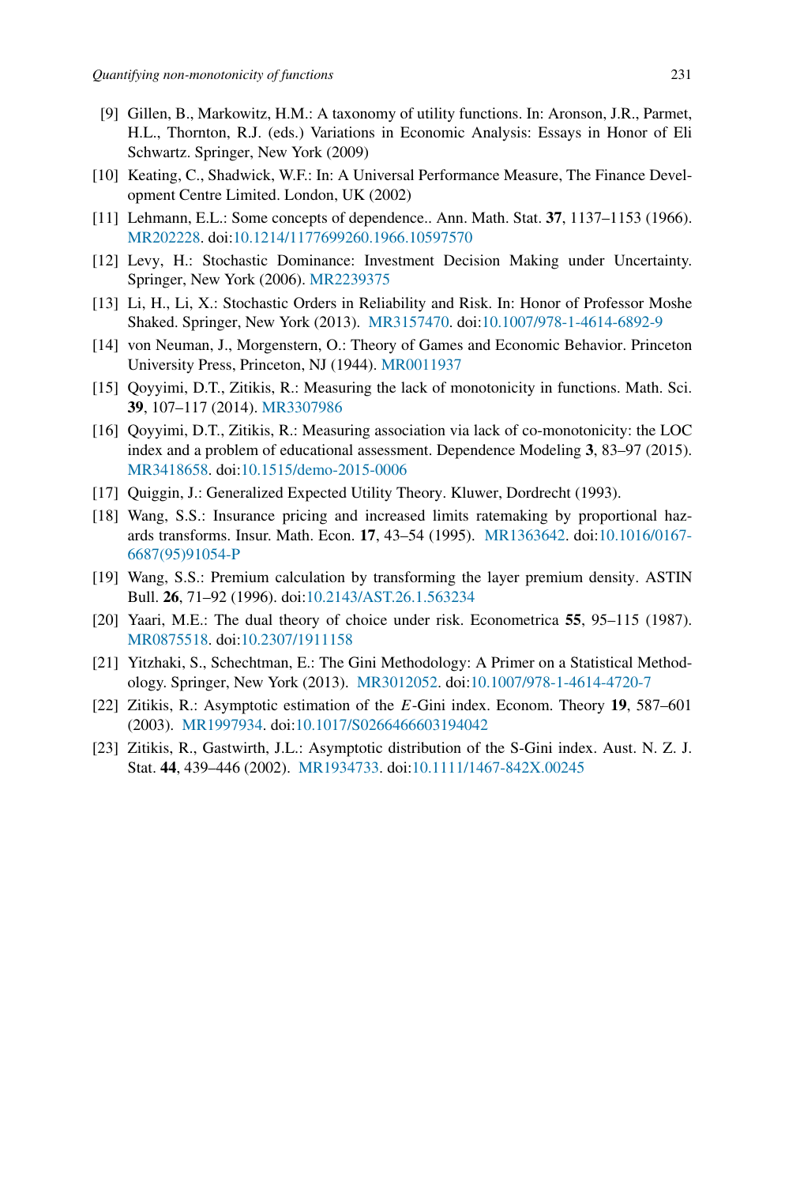[9] Gillen, B., Markowitz, H.M.: A taxonomy of utility functions. In: Aronson, J.R., Parmet, H.L., Thornton, R.J. (eds.) Variations in Economic Analysis: Essays in Honor of Eli Schwartz. Springer, New York (2009)

[10] Keating, C., Shadwick, W.F.: In: A Universal Performance Measure, The Finance Development Centre Limited. London, UK (2002)

[11] Lehmann, E.L.: Some concepts of dependence.. Ann. Math. Stat. **37**, 1137–1153 (1966). MR202228. doi:10.1214/1177699260.1966.10597570

[12] Levy, H.: Stochastic Dominance: Investment Decision Making under Uncertainty. Springer, New York (2006). MR2239375

[13] Li, H., Li, X.: Stochastic Orders in Reliability and Risk. In: Honor of Professor Moshe Shaked. Springer, New York (2013). MR3157470. doi:10.1007/978-1-4614-6892-9

[14] von Neuman, J., Morgenstern, O.: Theory of Games and Economic Behavior. Princeton University Press, Princeton, NJ (1944). MR0011937

[15] Qoyyimi, D.T., Zitikis, R.: Measuring the lack of monotonicity in functions. Math. Sci. **39**, 107–117 (2014). MR3307986

[16] Qoyyimi, D.T., Zitikis, R.: Measuring association via lack of co-monotonicity: the LOC index and a problem of educational assessment. Dependence Modeling **3**, 83–97 (2015). MR3418658. doi:10.1515/demo-2015-0006

[17] Quiggin, J.: Generalized Expected Utility Theory. Kluwer, Dordrecht (1993).

[18] Wang, S.S.: Insurance pricing and increased limits ratemaking by proportional hazards transforms. Insur. Math. Econ. **17**, 43–54 (1995). MR1363642. doi:10.1016/0167-6687(95)91054-P

[19] Wang, S.S.: Premium calculation by transforming the layer premium density. ASTIN Bull. **26**, 71–92 (1996). doi:10.2143/AST.26.1.563234

[20] Yaari, M.E.: The dual theory of choice under risk. Econometrica **55**, 95–115 (1987). MR0875518. doi:10.2307/1911158

[21] Yitzhaki, S., Schechtman, E.: The Gini Methodology: A Primer on a Statistical Methodology. Springer, New York (2013). MR3012052. doi:10.1007/978-1-4614-4720-7

[22] Zitikis, R.: Asymptotic estimation of the $E$-Gini index. Econom. Theory **19**, 587–601 (2003). MR1997934. doi:10.1017/S0266466603194042

[23] Zitikis, R., Gastwirth, J.L.: Asymptotic distribution of the S-Gini index. Aust. N. Z. J. Stat. **44**, 439–446 (2002). MR1934733. doi:10.1111/1467-842X.00245